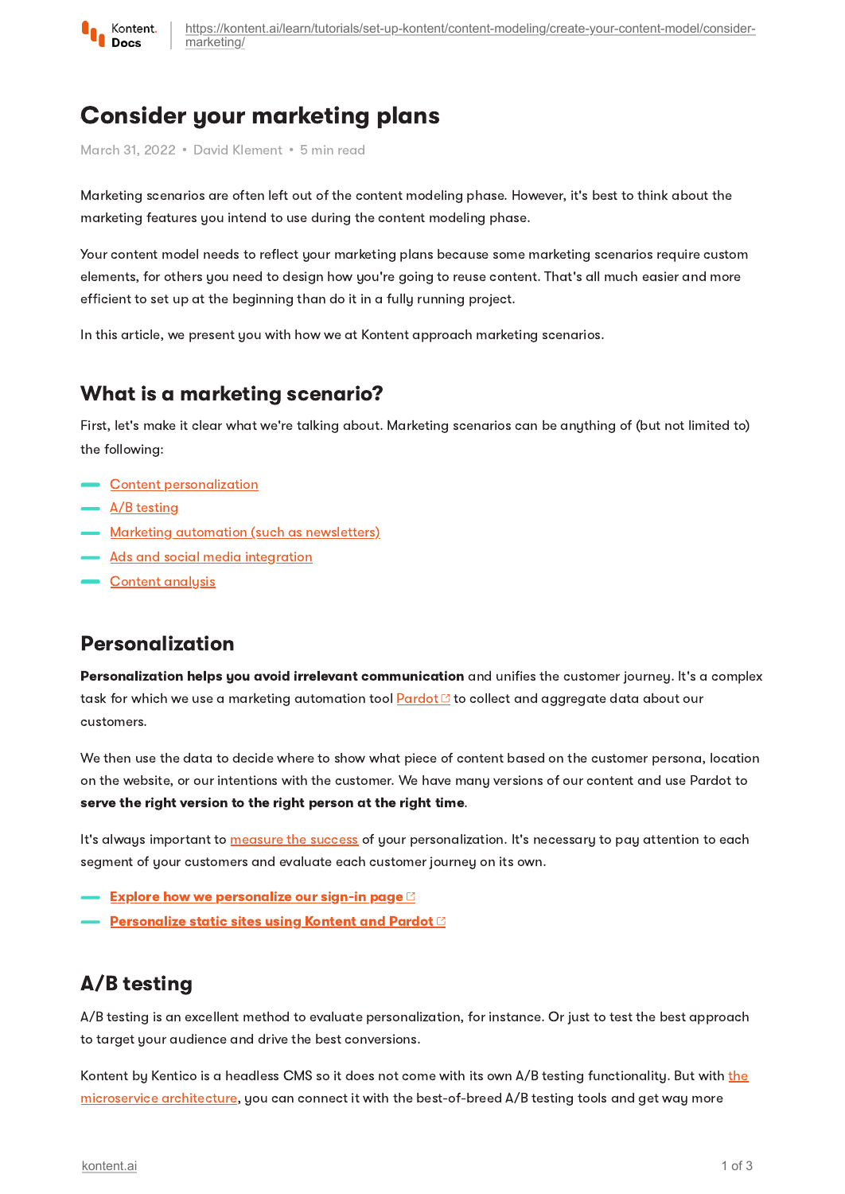# Consider your marketing plans

March 31, 2022 • David Klement • 5 min read

Marketing scenarios are often left out of the content modeling phase. However, it's best to think about the marketing features you intend to use during the content modeling phase.

Your content model needs to reflect your marketing plans because some marketing scenarios require custom elements, for others you need to design how you're going to reuse content. That's all much easier and more efficient to set up at the beginning than do it in a fully running project.

In this article, we present you with how we at Kontent approach marketing scenarios.

## What is a marketing scenario?

First, let's make it clear what we're talking about. Marketing scenarios can be anything of (but not limited to) the following:

- Content personalization
- A/B testing
- Marketing automation (such as newsletters)
- Ads and social media integration
- Content analysis

## Personalization

**Personalization helps you avoid irrelevant communication** and unifies the customer journey. It's a complex task for which we use a marketing automation tool Pardot to collect and aggregate data about our customers.

We then use the data to decide where to show what piece of content based on the customer persona, location on the website, or our intentions with the customer. We have many versions of our content and use Pardot to **serve the right version to the right person at the right time**.

It's always important to measure the success of your personalization. It's necessary to pay attention to each segment of your customers and evaluate each customer journey on its own.

- **Explore how we personalize our sign-in page**
- **Personalize static sites using Kontent and Pardot**

## A/B testing

A/B testing is an excellent method to evaluate personalization, for instance. Or just to test the best approach to target your audience and drive the best conversions.

Kontent by Kentico is a headless CMS so it does not come with its own A/B testing functionality. But with the microservice architecture, you can connect it with the best-of-breed A/B testing tools and get way more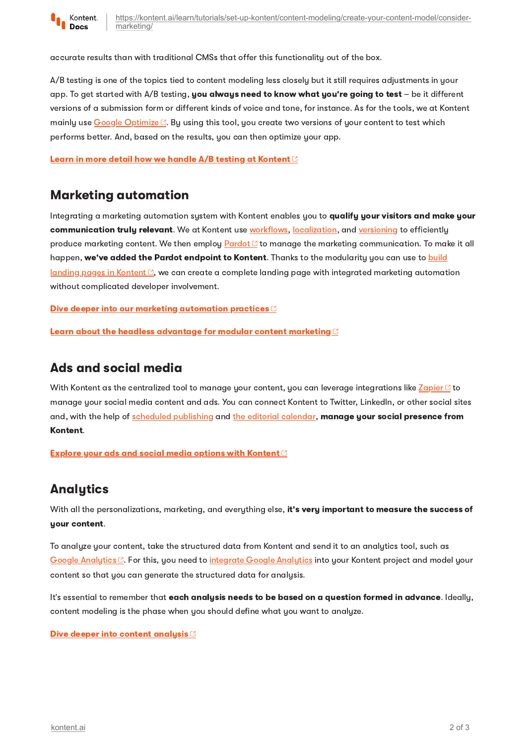accurate results than with traditional CMSs that offer this functionality out of the box.

A/B testing is one of the topics tied to content modeling less closely but it still requires adjustments in your app. To get started with A/B testing, **you always need to know what you're going to test** – be it different versions of a submission form or different kinds of voice and tone, for instance. As for the tools, we at Kontent mainly use Google Optimize. By using this tool, you create two versions of your content to test which performs better. And, based on the results, you can then optimize your app.

**Learn in more detail how we handle A/B testing at Kontent**

## Marketing automation

Integrating a marketing automation system with Kontent enables you to **qualify your visitors and make your communication truly relevant**. We at Kontent use workflows, localization, and versioning to efficiently produce marketing content. We then employ Pardot to manage the marketing communication. To make it all happen, **we've added the Pardot endpoint to Kontent**. Thanks to the modularity you can use to build landing pages in Kontent, we can create a complete landing page with integrated marketing automation without complicated developer involvement.

**Dive deeper into our marketing automation practices**

**Learn about the headless advantage for modular content marketing**

## Ads and social media

With Kontent as the centralized tool to manage your content, you can leverage integrations like Zapier to manage your social media content and ads. You can connect Kontent to Twitter, LinkedIn, or other social sites and, with the help of scheduled publishing and the editorial calendar, **manage your social presence from Kontent**.

**Explore your ads and social media options with Kontent**

## Analytics

With all the personalizations, marketing, and everything else, **it's very important to measure the success of your content**.

To analyze your content, take the structured data from Kontent and send it to an analytics tool, such as Google Analytics. For this, you need to integrate Google Analytics into your Kontent project and model your content so that you can generate the structured data for analysis.

It's essential to remember that **each analysis needs to be based on a question formed in advance**. Ideally, content modeling is the phase when you should define what you want to analyze.

**Dive deeper into content analysis**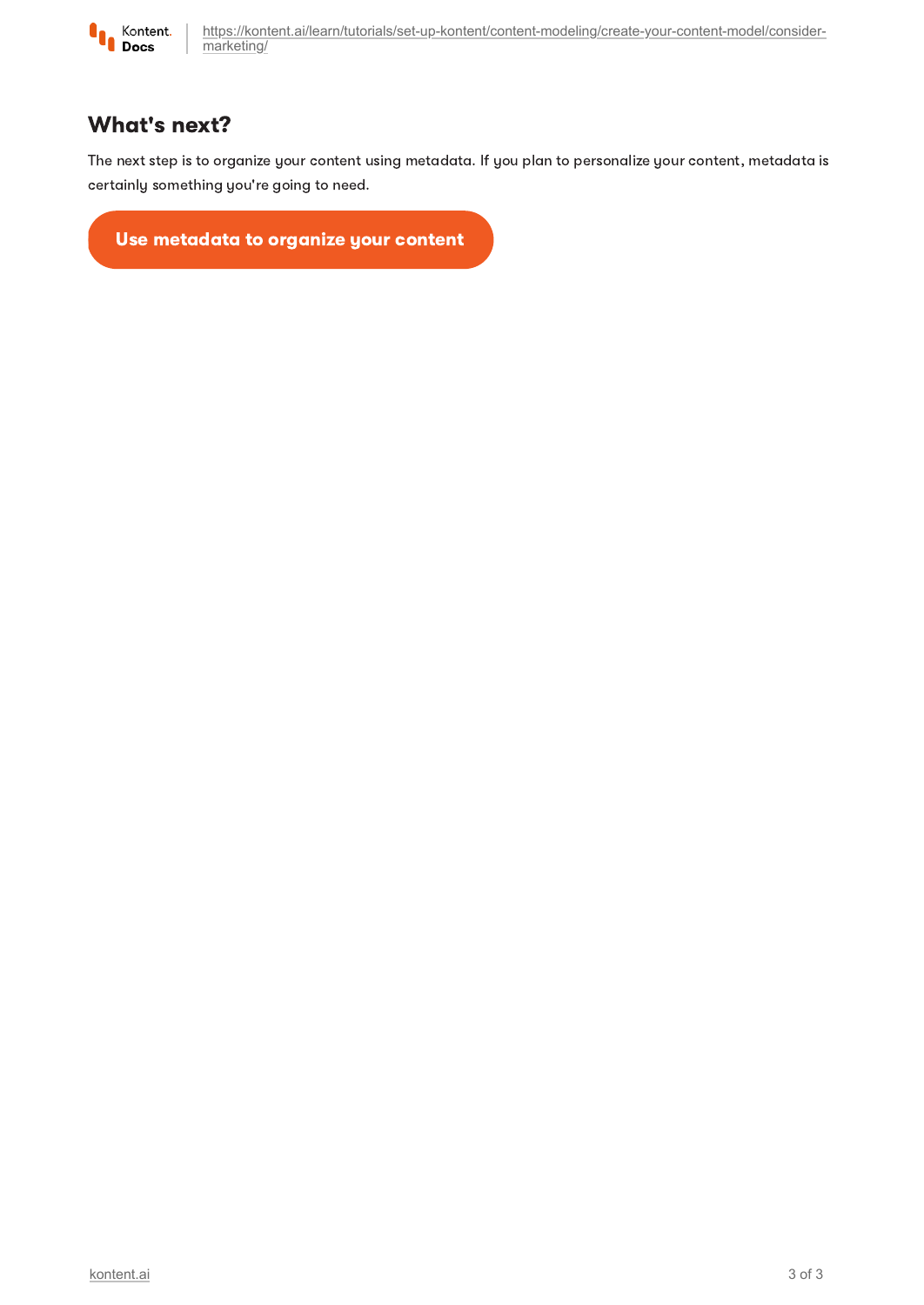## What's next?

The next step is to organize your content using metadata. If you plan to personalize your content, metadata is certainly something you're going to need.

**Use metadata to organize your content**